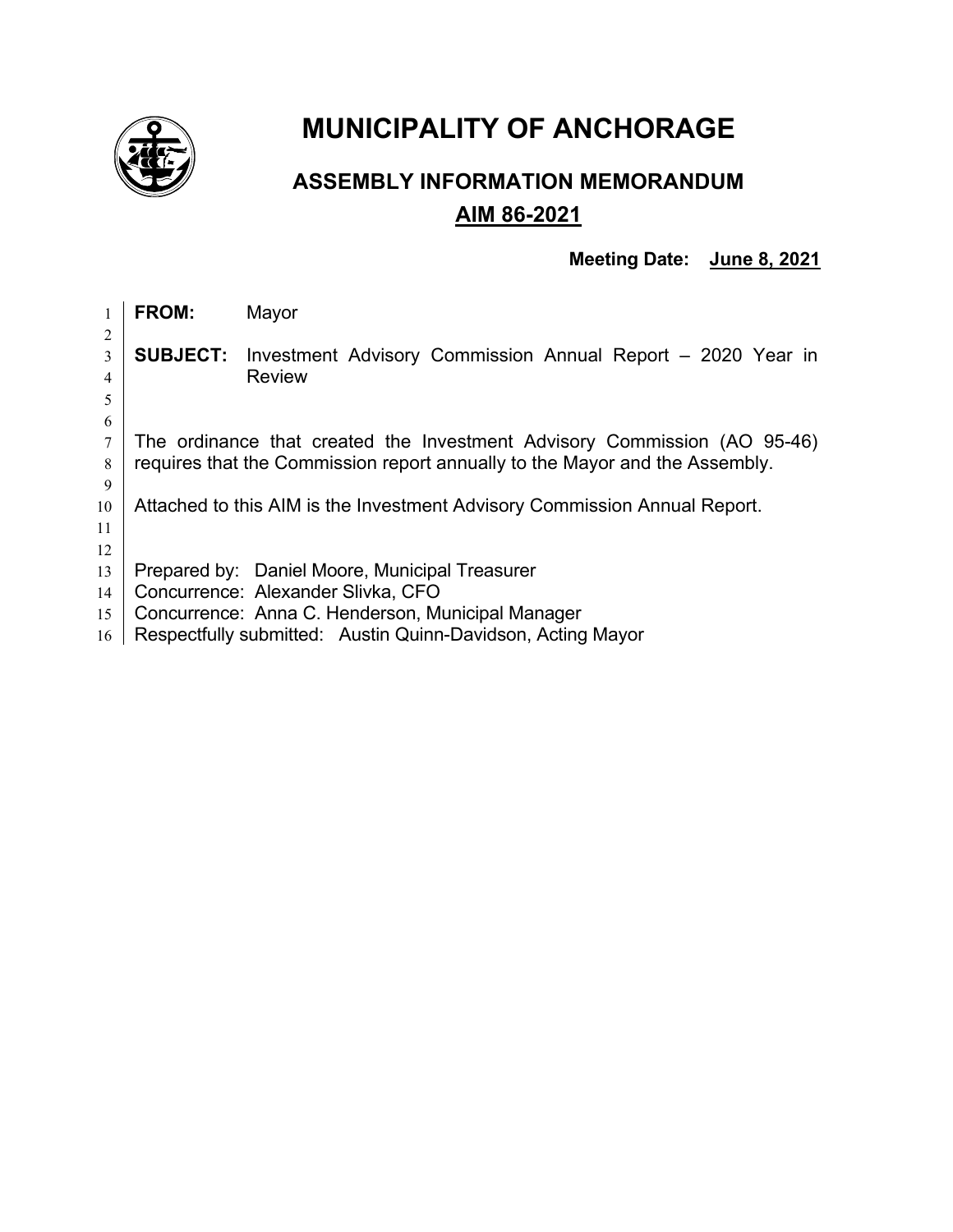# MUNICIPALITY OF ANCHORAGE

## ASSEMBLY INFORMATION MEMORANDUM

## AIM 86-2021

**Meeting Date: June 8, 2021**

**FROM:** Mayor

**SUBJECT:** Investment Advisory Commission Annual Report – 2020 Year in Review

The ordinance that created the Investment Advisory Commission (AO 95-46) requires that the Commission report annually to the Mayor and the Assembly.

Attached to this AIM is the Investment Advisory Commission Annual Report.

Prepared by: Daniel Moore, Municipal Treasurer
Concurrence: Alexander Slivka, CFO
Concurrence: Anna C. Henderson, Municipal Manager
Respectfully submitted: Austin Quinn-Davidson, Acting Mayor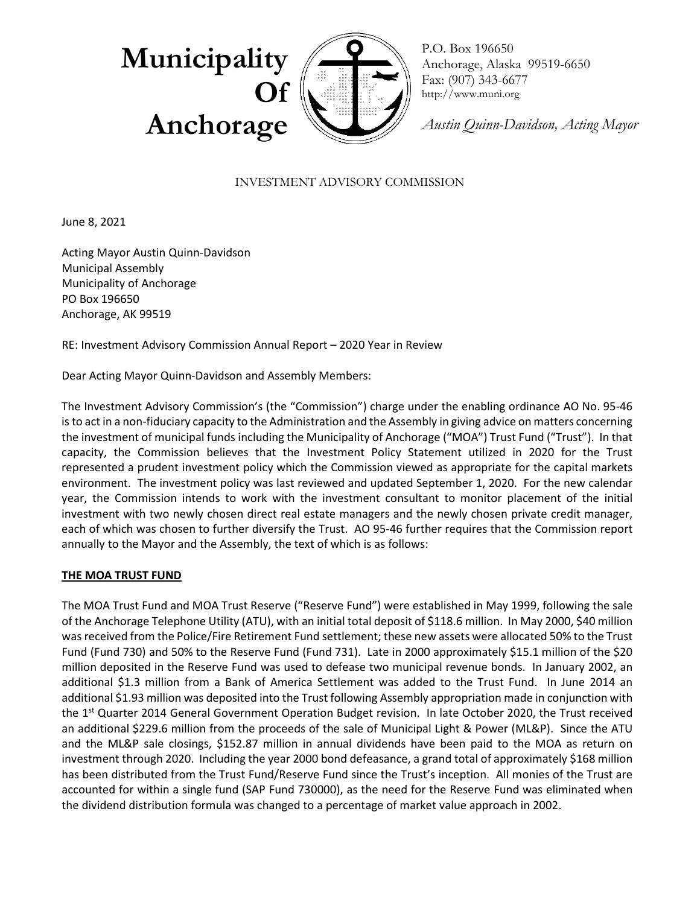# Municipality Of Anchorage

P.O. Box 196650
Anchorage, Alaska 99519-6650
Fax: (907) 343-6677
http://www.muni.org

*Austin Quinn-Davidson, Acting Mayor*

INVESTMENT ADVISORY COMMISSION

June 8, 2021

Acting Mayor Austin Quinn-Davidson
Municipal Assembly
Municipality of Anchorage
PO Box 196650
Anchorage, AK 99519

RE: Investment Advisory Commission Annual Report – 2020 Year in Review

Dear Acting Mayor Quinn-Davidson and Assembly Members:

The Investment Advisory Commission's (the "Commission") charge under the enabling ordinance AO No. 95-46 is to act in a non-fiduciary capacity to the Administration and the Assembly in giving advice on matters concerning the investment of municipal funds including the Municipality of Anchorage ("MOA") Trust Fund ("Trust"). In that capacity, the Commission believes that the Investment Policy Statement utilized in 2020 for the Trust represented a prudent investment policy which the Commission viewed as appropriate for the capital markets environment. The investment policy was last reviewed and updated September 1, 2020. For the new calendar year, the Commission intends to work with the investment consultant to monitor placement of the initial investment with two newly chosen direct real estate managers and the newly chosen private credit manager, each of which was chosen to further diversify the Trust. AO 95-46 further requires that the Commission report annually to the Mayor and the Assembly, the text of which is as follows:

**THE MOA TRUST FUND**

The MOA Trust Fund and MOA Trust Reserve ("Reserve Fund") were established in May 1999, following the sale of the Anchorage Telephone Utility (ATU), with an initial total deposit of \$118.6 million. In May 2000, \$40 million was received from the Police/Fire Retirement Fund settlement; these new assets were allocated 50% to the Trust Fund (Fund 730) and 50% to the Reserve Fund (Fund 731). Late in 2000 approximately \$15.1 million of the \$20 million deposited in the Reserve Fund was used to defease two municipal revenue bonds. In January 2002, an additional \$1.3 million from a Bank of America Settlement was added to the Trust Fund. In June 2014 an additional \$1.93 million was deposited into the Trust following Assembly appropriation made in conjunction with the 1st Quarter 2014 General Government Operation Budget revision. In late October 2020, the Trust received an additional \$229.6 million from the proceeds of the sale of Municipal Light & Power (ML&P). Since the ATU and the ML&P sale closings, \$152.87 million in annual dividends have been paid to the MOA as return on investment through 2020. Including the year 2000 bond defeasance, a grand total of approximately \$168 million has been distributed from the Trust Fund/Reserve Fund since the Trust's inception. All monies of the Trust are accounted for within a single fund (SAP Fund 730000), as the need for the Reserve Fund was eliminated when the dividend distribution formula was changed to a percentage of market value approach in 2002.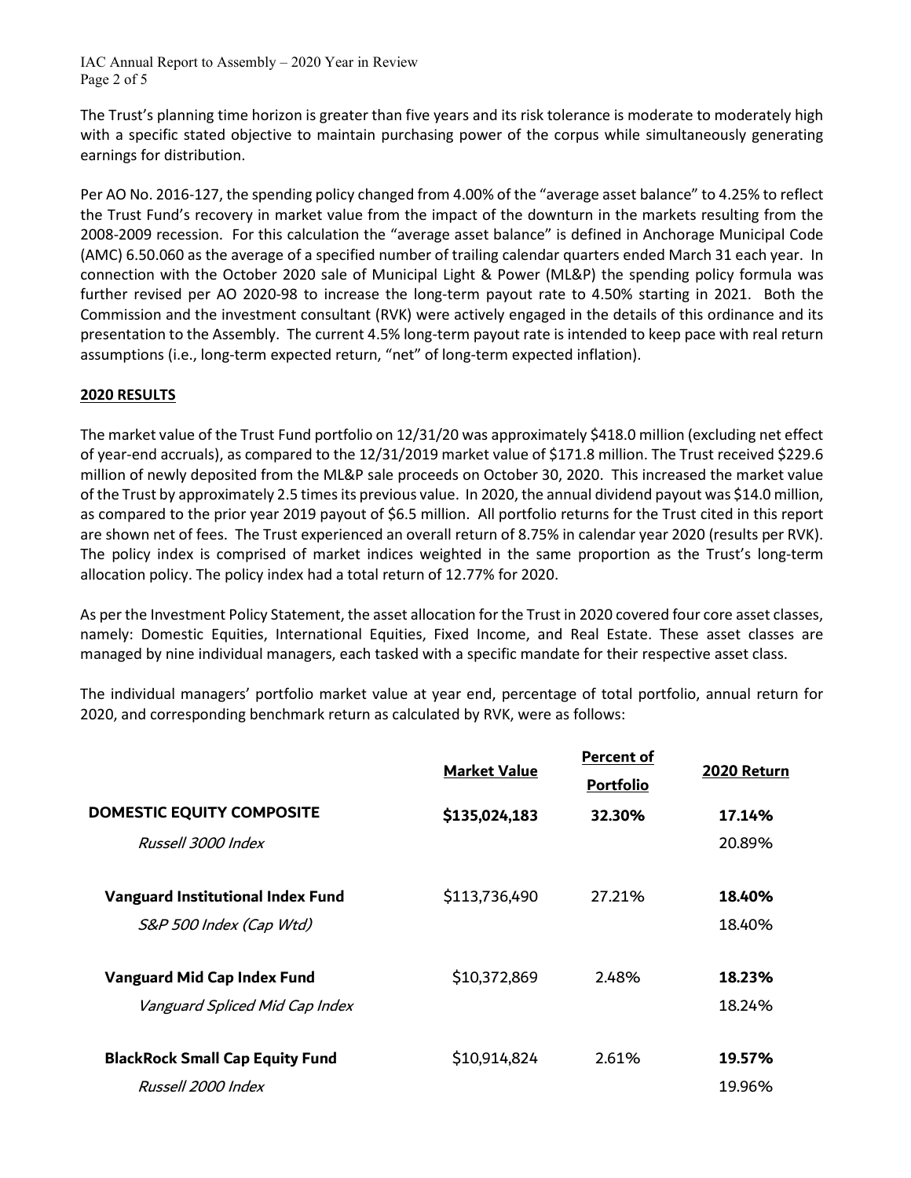The Trust's planning time horizon is greater than five years and its risk tolerance is moderate to moderately high with a specific stated objective to maintain purchasing power of the corpus while simultaneously generating earnings for distribution.

Per AO No. 2016-127, the spending policy changed from 4.00% of the "average asset balance" to 4.25% to reflect the Trust Fund's recovery in market value from the impact of the downturn in the markets resulting from the 2008-2009 recession. For this calculation the "average asset balance" is defined in Anchorage Municipal Code (AMC) 6.50.060 as the average of a specified number of trailing calendar quarters ended March 31 each year. In connection with the October 2020 sale of Municipal Light & Power (ML&P) the spending policy formula was further revised per AO 2020-98 to increase the long-term payout rate to 4.50% starting in 2021. Both the Commission and the investment consultant (RVK) were actively engaged in the details of this ordinance and its presentation to the Assembly. The current 4.5% long-term payout rate is intended to keep pace with real return assumptions (i.e., long-term expected return, "net" of long-term expected inflation).

## 2020 RESULTS

The market value of the Trust Fund portfolio on 12/31/20 was approximately $418.0 million (excluding net effect of year-end accruals), as compared to the 12/31/2019 market value of $171.8 million. The Trust received $229.6 million of newly deposited from the ML&P sale proceeds on October 30, 2020. This increased the market value of the Trust by approximately 2.5 times its previous value. In 2020, the annual dividend payout was $14.0 million, as compared to the prior year 2019 payout of $6.5 million. All portfolio returns for the Trust cited in this report are shown net of fees. The Trust experienced an overall return of 8.75% in calendar year 2020 (results per RVK). The policy index is comprised of market indices weighted in the same proportion as the Trust's long-term allocation policy. The policy index had a total return of 12.77% for 2020.

As per the Investment Policy Statement, the asset allocation for the Trust in 2020 covered four core asset classes, namely: Domestic Equities, International Equities, Fixed Income, and Real Estate. These asset classes are managed by nine individual managers, each tasked with a specific mandate for their respective asset class.

The individual managers' portfolio market value at year end, percentage of total portfolio, annual return for 2020, and corresponding benchmark return as calculated by RVK, were as follows:

| | Market Value | Percent of Portfolio | 2020 Return |
|---|---|---|---|
| **DOMESTIC EQUITY COMPOSITE** | **$135,024,183** | **32.30%** | **17.14%** |
| *Russell 3000 Index* | | | 20.89% |
| **Vanguard Institutional Index Fund** | $113,736,490 | 27.21% | **18.40%** |
| *S&P 500 Index (Cap Wtd)* | | | 18.40% |
| **Vanguard Mid Cap Index Fund** | $10,372,869 | 2.48% | **18.23%** |
| *Vanguard Spliced Mid Cap Index* | | | 18.24% |
| **BlackRock Small Cap Equity Fund** | $10,914,824 | 2.61% | **19.57%** |
| *Russell 2000 Index* | | | 19.96% |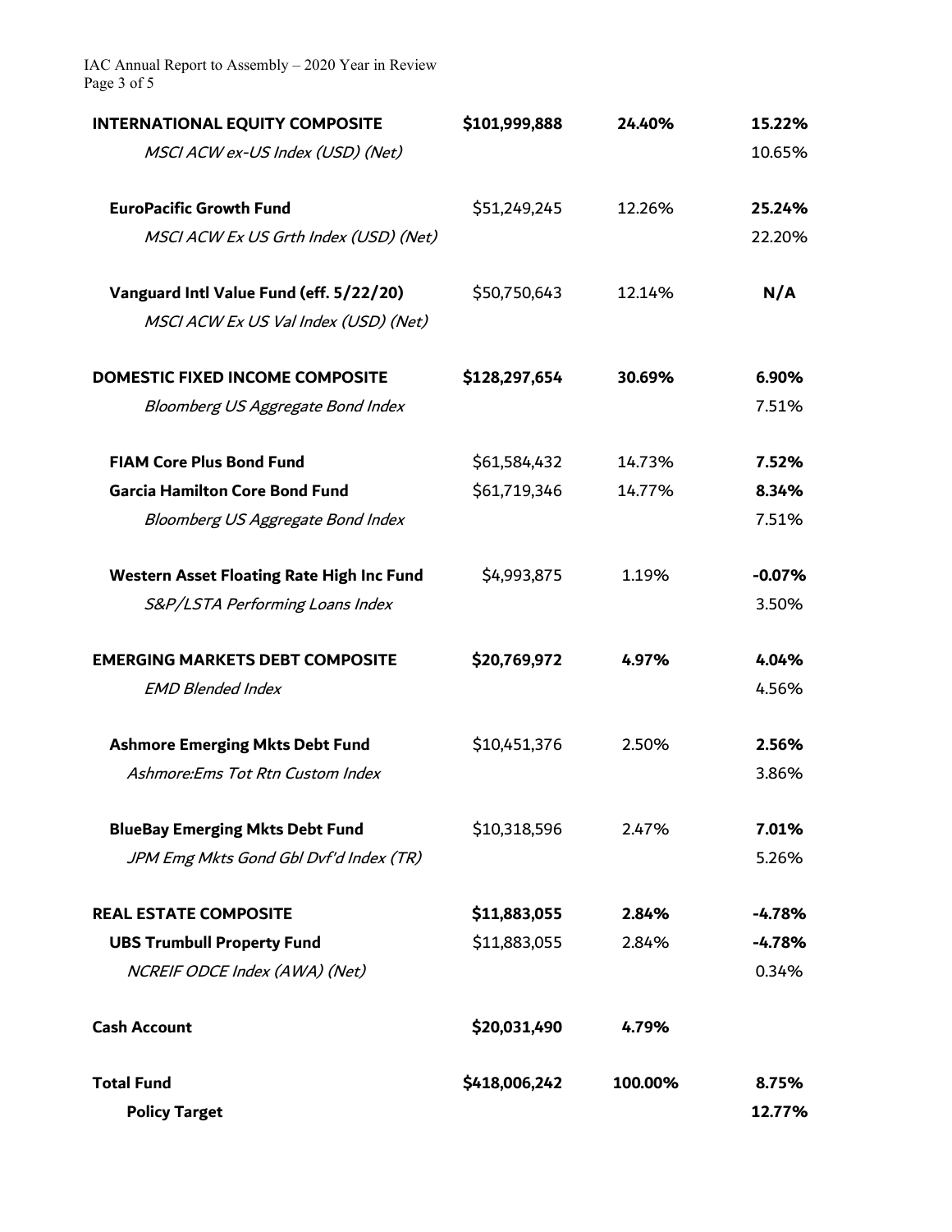| | | | |
|---|---|---|---|
| **INTERNATIONAL EQUITY COMPOSITE** | **\$101,999,888** | **24.40%** | **15.22%** |
| *MSCI ACW ex-US Index (USD) (Net)* | | | 10.65% |
| **EuroPacific Growth Fund** | \$51,249,245 | 12.26% | **25.24%** |
| *MSCI ACW Ex US Grth Index (USD) (Net)* | | | 22.20% |
| **Vanguard Intl Value Fund (eff. 5/22/20)** | \$50,750,643 | 12.14% | **N/A** |
| *MSCI ACW Ex US Val Index (USD) (Net)* | | | |
| **DOMESTIC FIXED INCOME COMPOSITE** | **\$128,297,654** | **30.69%** | **6.90%** |
| *Bloomberg US Aggregate Bond Index* | | | 7.51% |
| **FIAM Core Plus Bond Fund** | \$61,584,432 | 14.73% | **7.52%** |
| **Garcia Hamilton Core Bond Fund** | \$61,719,346 | 14.77% | **8.34%** |
| *Bloomberg US Aggregate Bond Index* | | | 7.51% |
| **Western Asset Floating Rate High Inc Fund** | \$4,993,875 | 1.19% | **-0.07%** |
| *S&P/LSTA Performing Loans Index* | | | 3.50% |
| **EMERGING MARKETS DEBT COMPOSITE** | **\$20,769,972** | **4.97%** | **4.04%** |
| *EMD Blended Index* | | | 4.56% |
| **Ashmore Emerging Mkts Debt Fund** | \$10,451,376 | 2.50% | **2.56%** |
| *Ashmore:Ems Tot Rtn Custom Index* | | | 3.86% |
| **BlueBay Emerging Mkts Debt Fund** | \$10,318,596 | 2.47% | **7.01%** |
| *JPM Emg Mkts Gond Gbl Dvf'd Index (TR)* | | | 5.26% |
| **REAL ESTATE COMPOSITE** | **\$11,883,055** | **2.84%** | **-4.78%** |
| **UBS Trumbull Property Fund** | \$11,883,055 | 2.84% | **-4.78%** |
| *NCREIF ODCE Index (AWA) (Net)* | | | 0.34% |
| **Cash Account** | **\$20,031,490** | **4.79%** | |
| **Total Fund** | **\$418,006,242** | **100.00%** | **8.75%** |
| **Policy Target** | | | **12.77%** |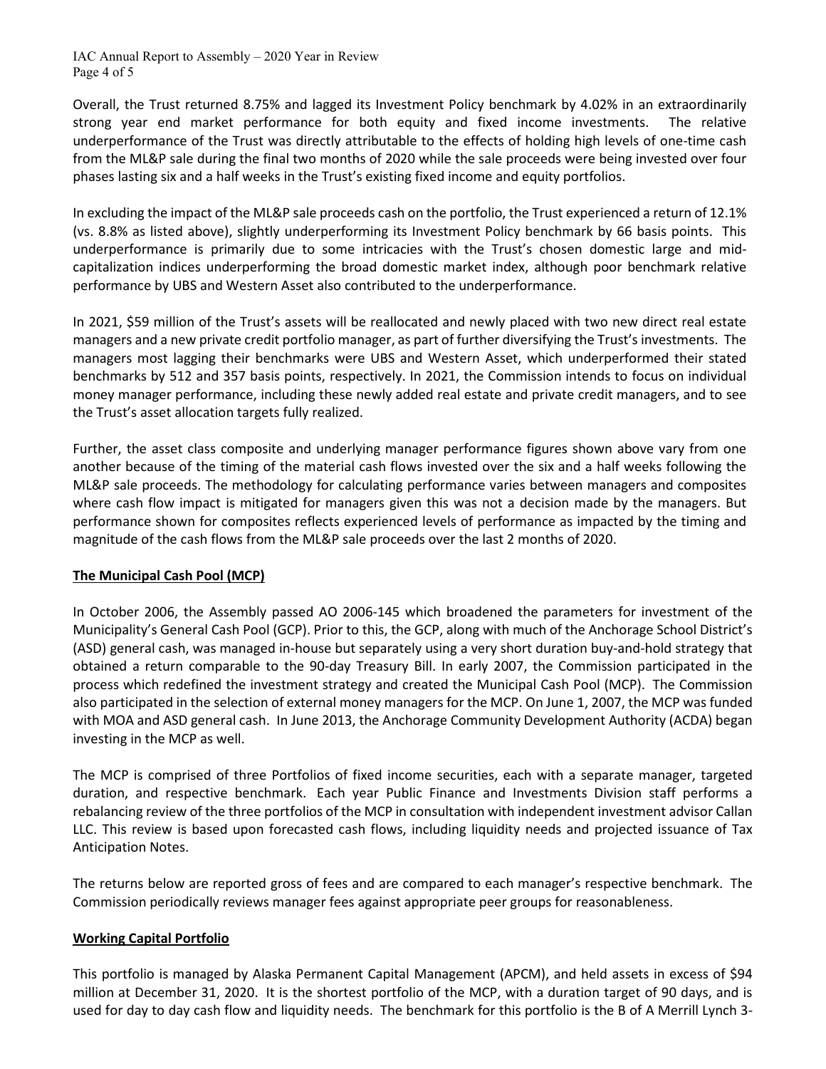Overall, the Trust returned 8.75% and lagged its Investment Policy benchmark by 4.02% in an extraordinarily strong year end market performance for both equity and fixed income investments. The relative underperformance of the Trust was directly attributable to the effects of holding high levels of one-time cash from the ML&P sale during the final two months of 2020 while the sale proceeds were being invested over four phases lasting six and a half weeks in the Trust's existing fixed income and equity portfolios.

In excluding the impact of the ML&P sale proceeds cash on the portfolio, the Trust experienced a return of 12.1% (vs. 8.8% as listed above), slightly underperforming its Investment Policy benchmark by 66 basis points. This underperformance is primarily due to some intricacies with the Trust's chosen domestic large and mid-capitalization indices underperforming the broad domestic market index, although poor benchmark relative performance by UBS and Western Asset also contributed to the underperformance.

In 2021, $59 million of the Trust's assets will be reallocated and newly placed with two new direct real estate managers and a new private credit portfolio manager, as part of further diversifying the Trust's investments. The managers most lagging their benchmarks were UBS and Western Asset, which underperformed their stated benchmarks by 512 and 357 basis points, respectively. In 2021, the Commission intends to focus on individual money manager performance, including these newly added real estate and private credit managers, and to see the Trust's asset allocation targets fully realized.

Further, the asset class composite and underlying manager performance figures shown above vary from one another because of the timing of the material cash flows invested over the six and a half weeks following the ML&P sale proceeds. The methodology for calculating performance varies between managers and composites where cash flow impact is mitigated for managers given this was not a decision made by the managers. But performance shown for composites reflects experienced levels of performance as impacted by the timing and magnitude of the cash flows from the ML&P sale proceeds over the last 2 months of 2020.

**The Municipal Cash Pool (MCP)**

In October 2006, the Assembly passed AO 2006-145 which broadened the parameters for investment of the Municipality's General Cash Pool (GCP). Prior to this, the GCP, along with much of the Anchorage School District's (ASD) general cash, was managed in-house but separately using a very short duration buy-and-hold strategy that obtained a return comparable to the 90-day Treasury Bill. In early 2007, the Commission participated in the process which redefined the investment strategy and created the Municipal Cash Pool (MCP). The Commission also participated in the selection of external money managers for the MCP. On June 1, 2007, the MCP was funded with MOA and ASD general cash. In June 2013, the Anchorage Community Development Authority (ACDA) began investing in the MCP as well.

The MCP is comprised of three Portfolios of fixed income securities, each with a separate manager, targeted duration, and respective benchmark. Each year Public Finance and Investments Division staff performs a rebalancing review of the three portfolios of the MCP in consultation with independent investment advisor Callan LLC. This review is based upon forecasted cash flows, including liquidity needs and projected issuance of Tax Anticipation Notes.

The returns below are reported gross of fees and are compared to each manager's respective benchmark. The Commission periodically reviews manager fees against appropriate peer groups for reasonableness.

**Working Capital Portfolio**

This portfolio is managed by Alaska Permanent Capital Management (APCM), and held assets in excess of $94 million at December 31, 2020. It is the shortest portfolio of the MCP, with a duration target of 90 days, and is used for day to day cash flow and liquidity needs. The benchmark for this portfolio is the B of A Merrill Lynch 3-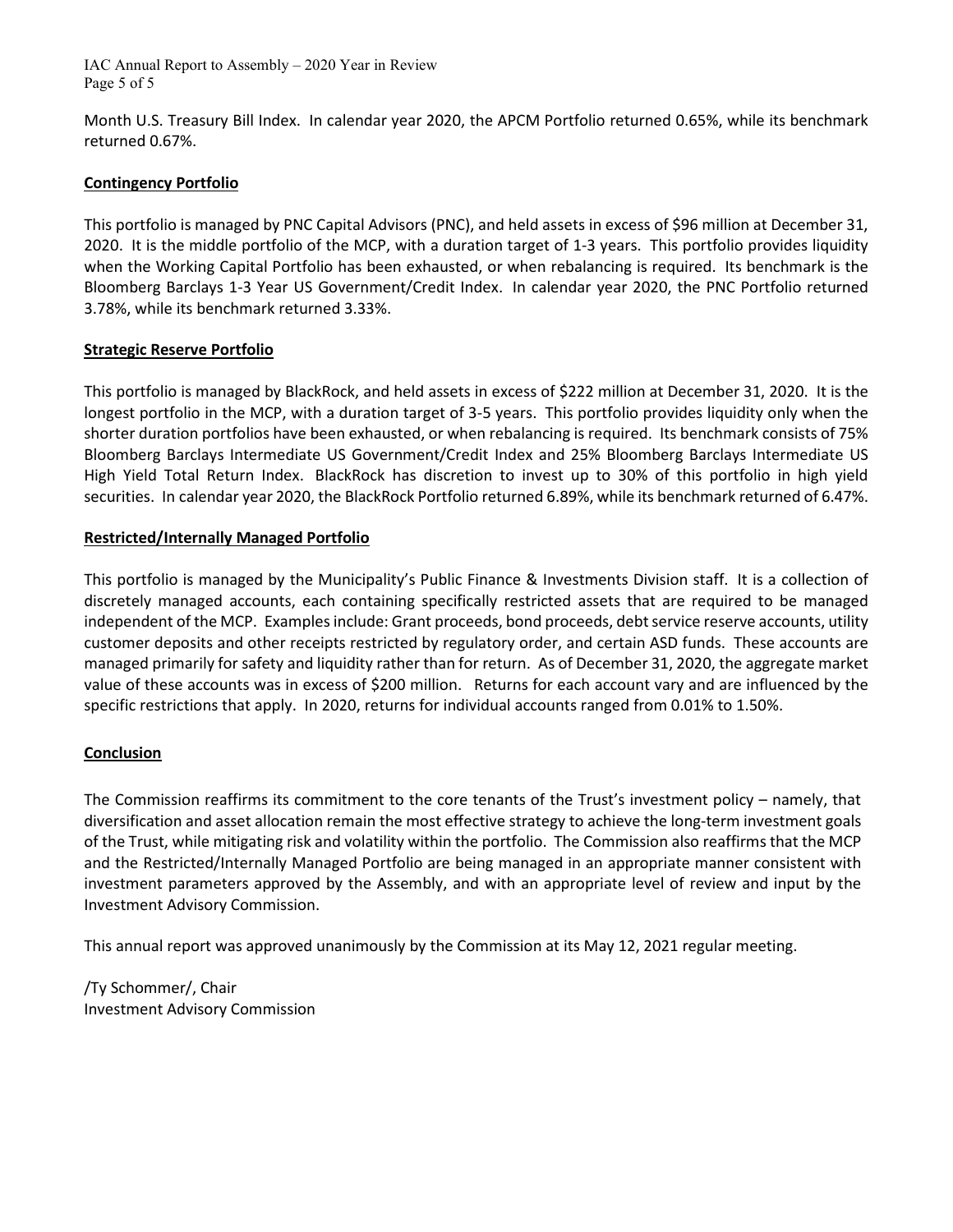Month U.S. Treasury Bill Index. In calendar year 2020, the APCM Portfolio returned 0.65%, while its benchmark returned 0.67%.

**Contingency Portfolio**

This portfolio is managed by PNC Capital Advisors (PNC), and held assets in excess of $96 million at December 31, 2020. It is the middle portfolio of the MCP, with a duration target of 1-3 years. This portfolio provides liquidity when the Working Capital Portfolio has been exhausted, or when rebalancing is required. Its benchmark is the Bloomberg Barclays 1-3 Year US Government/Credit Index. In calendar year 2020, the PNC Portfolio returned 3.78%, while its benchmark returned 3.33%.

**Strategic Reserve Portfolio**

This portfolio is managed by BlackRock, and held assets in excess of $222 million at December 31, 2020. It is the longest portfolio in the MCP, with a duration target of 3-5 years. This portfolio provides liquidity only when the shorter duration portfolios have been exhausted, or when rebalancing is required. Its benchmark consists of 75% Bloomberg Barclays Intermediate US Government/Credit Index and 25% Bloomberg Barclays Intermediate US High Yield Total Return Index. BlackRock has discretion to invest up to 30% of this portfolio in high yield securities. In calendar year 2020, the BlackRock Portfolio returned 6.89%, while its benchmark returned of 6.47%.

**Restricted/Internally Managed Portfolio**

This portfolio is managed by the Municipality's Public Finance & Investments Division staff. It is a collection of discretely managed accounts, each containing specifically restricted assets that are required to be managed independent of the MCP. Examples include: Grant proceeds, bond proceeds, debt service reserve accounts, utility customer deposits and other receipts restricted by regulatory order, and certain ASD funds. These accounts are managed primarily for safety and liquidity rather than for return. As of December 31, 2020, the aggregate market value of these accounts was in excess of $200 million. Returns for each account vary and are influenced by the specific restrictions that apply. In 2020, returns for individual accounts ranged from 0.01% to 1.50%.

**Conclusion**

The Commission reaffirms its commitment to the core tenants of the Trust's investment policy – namely, that diversification and asset allocation remain the most effective strategy to achieve the long-term investment goals of the Trust, while mitigating risk and volatility within the portfolio. The Commission also reaffirms that the MCP and the Restricted/Internally Managed Portfolio are being managed in an appropriate manner consistent with investment parameters approved by the Assembly, and with an appropriate level of review and input by the Investment Advisory Commission.

This annual report was approved unanimously by the Commission at its May 12, 2021 regular meeting.

/Ty Schommer/, Chair
Investment Advisory Commission